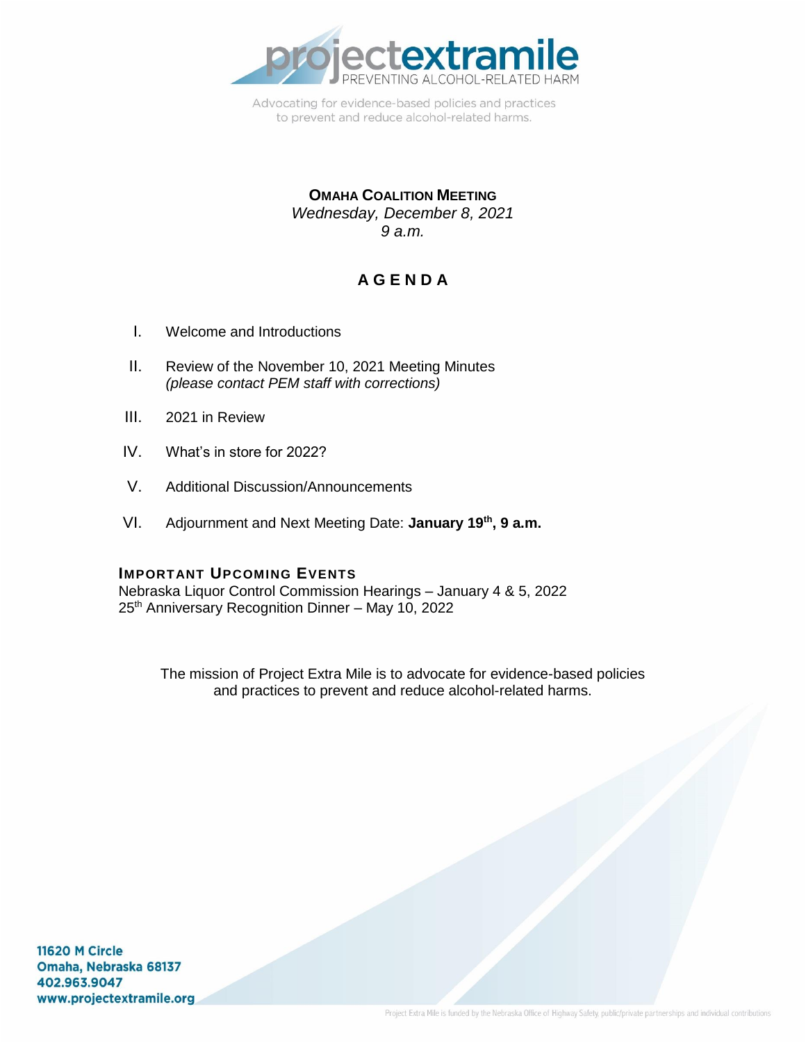projectextramile
PREVENTING ALCOHOL-RELATED HARM

Advocating for evidence-based policies and practices to prevent and reduce alcohol-related harms.

## OMAHA COALITION MEETING

*Wednesday, December 8, 2021*
*9 a.m.*

## AGENDA

I. Welcome and Introductions

II. Review of the November 10, 2021 Meeting Minutes
*(please contact PEM staff with corrections)*

III. 2021 in Review

IV. What's in store for 2022?

V. Additional Discussion/Announcements

VI. Adjournment and Next Meeting Date: **January 19th, 9 a.m.**

### IMPORTANT UPCOMING EVENTS

Nebraska Liquor Control Commission Hearings – January 4 & 5, 2022
25th Anniversary Recognition Dinner – May 10, 2022

The mission of Project Extra Mile is to advocate for evidence-based policies and practices to prevent and reduce alcohol-related harms.

**11620 M Circle**
**Omaha, Nebraska 68137**
**402.963.9047**
**www.projectextramile.org**

Project Extra Mile is funded by the Nebraska Office of Highway Safety, public/private partnerships and individual contributions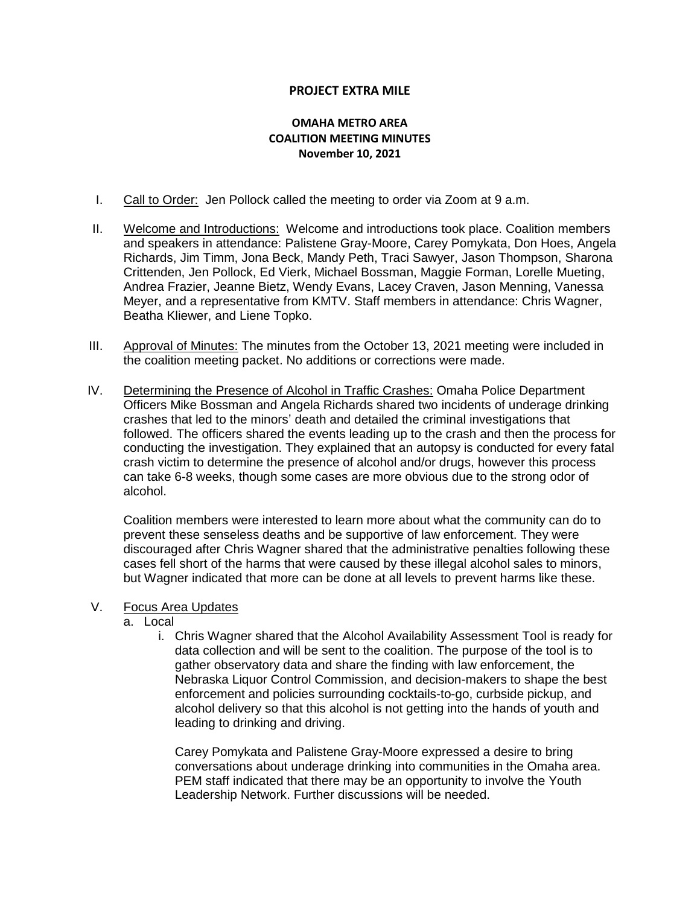**PROJECT EXTRA MILE**

**OMAHA METRO AREA**
**COALITION MEETING MINUTES**
**November 10, 2021**

I. Call to Order: Jen Pollock called the meeting to order via Zoom at 9 a.m.

II. Welcome and Introductions: Welcome and introductions took place. Coalition members and speakers in attendance: Palistene Gray-Moore, Carey Pomykata, Don Hoes, Angela Richards, Jim Timm, Jona Beck, Mandy Peth, Traci Sawyer, Jason Thompson, Sharona Crittenden, Jen Pollock, Ed Vierk, Michael Bossman, Maggie Forman, Lorelle Mueting, Andrea Frazier, Jeanne Bietz, Wendy Evans, Lacey Craven, Jason Menning, Vanessa Meyer, and a representative from KMTV. Staff members in attendance: Chris Wagner, Beatha Kliewer, and Liene Topko.

III. Approval of Minutes: The minutes from the October 13, 2021 meeting were included in the coalition meeting packet. No additions or corrections were made.

IV. Determining the Presence of Alcohol in Traffic Crashes: Omaha Police Department Officers Mike Bossman and Angela Richards shared two incidents of underage drinking crashes that led to the minors' death and detailed the criminal investigations that followed. The officers shared the events leading up to the crash and then the process for conducting the investigation. They explained that an autopsy is conducted for every fatal crash victim to determine the presence of alcohol and/or drugs, however this process can take 6-8 weeks, though some cases are more obvious due to the strong odor of alcohol.

   Coalition members were interested to learn more about what the community can do to prevent these senseless deaths and be supportive of law enforcement. They were discouraged after Chris Wagner shared that the administrative penalties following these cases fell short of the harms that were caused by these illegal alcohol sales to minors, but Wagner indicated that more can be done at all levels to prevent harms like these.

V. Focus Area Updates

   a. Local

      i. Chris Wagner shared that the Alcohol Availability Assessment Tool is ready for data collection and will be sent to the coalition. The purpose of the tool is to gather observatory data and share the finding with law enforcement, the Nebraska Liquor Control Commission, and decision-makers to shape the best enforcement and policies surrounding cocktails-to-go, curbside pickup, and alcohol delivery so that this alcohol is not getting into the hands of youth and leading to drinking and driving.

         Carey Pomykata and Palistene Gray-Moore expressed a desire to bring conversations about underage drinking into communities in the Omaha area. PEM staff indicated that there may be an opportunity to involve the Youth Leadership Network. Further discussions will be needed.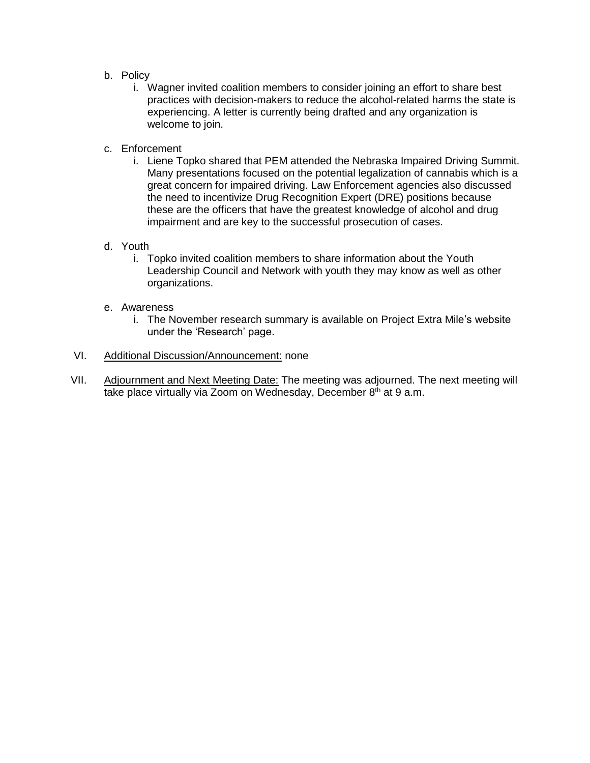b. Policy
   i. Wagner invited coalition members to consider joining an effort to share best practices with decision-makers to reduce the alcohol-related harms the state is experiencing. A letter is currently being drafted and any organization is welcome to join.

c. Enforcement
   i. Liene Topko shared that PEM attended the Nebraska Impaired Driving Summit. Many presentations focused on the potential legalization of cannabis which is a great concern for impaired driving. Law Enforcement agencies also discussed the need to incentivize Drug Recognition Expert (DRE) positions because these are the officers that have the greatest knowledge of alcohol and drug impairment and are key to the successful prosecution of cases.

d. Youth
   i. Topko invited coalition members to share information about the Youth Leadership Council and Network with youth they may know as well as other organizations.

e. Awareness
   i. The November research summary is available on Project Extra Mile's website under the 'Research' page.

VI. <u>Additional Discussion/Announcement:</u> none

VII. <u>Adjournment and Next Meeting Date:</u> The meeting was adjourned. The next meeting will take place virtually via Zoom on Wednesday, December 8th at 9 a.m.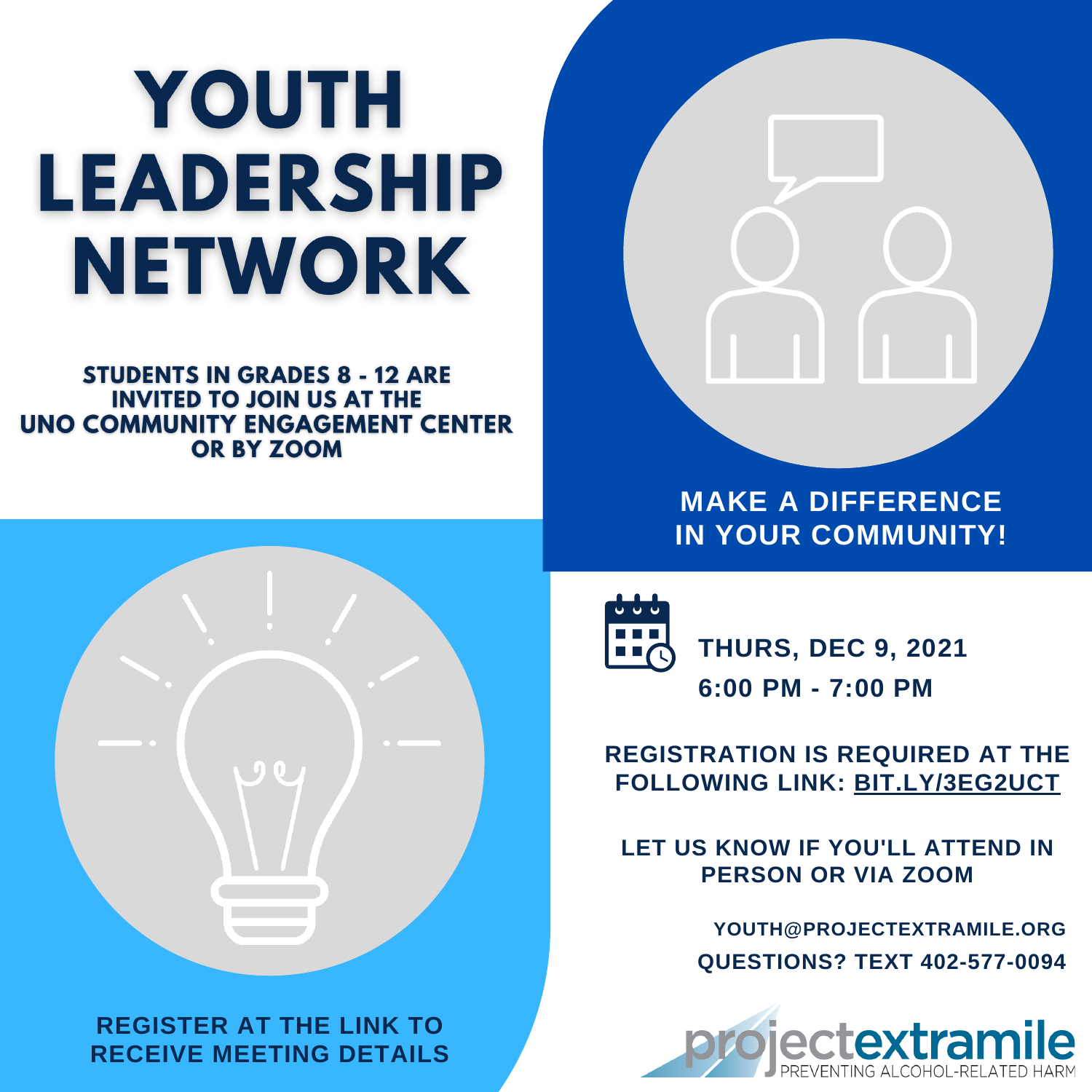# YOUTH LEADERSHIP NETWORK

**STUDENTS IN GRADES 8 - 12 ARE INVITED TO JOIN US AT THE UNO COMMUNITY ENGAGEMENT CENTER OR BY ZOOM**

**MAKE A DIFFERENCE IN YOUR COMMUNITY!**

**REGISTER AT THE LINK TO RECEIVE MEETING DETAILS**

**THURS, DEC 9, 2021**
**6:00 PM - 7:00 PM**

**REGISTRATION IS REQUIRED AT THE FOLLOWING LINK: BIT.LY/3EG2UCT**

**LET US KNOW IF YOU'LL ATTEND IN PERSON OR VIA ZOOM**

**YOUTH@PROJECTEXTRAMILE.ORG**
**QUESTIONS? TEXT 402-577-0094**

projectextramile
PREVENTING ALCOHOL-RELATED HARM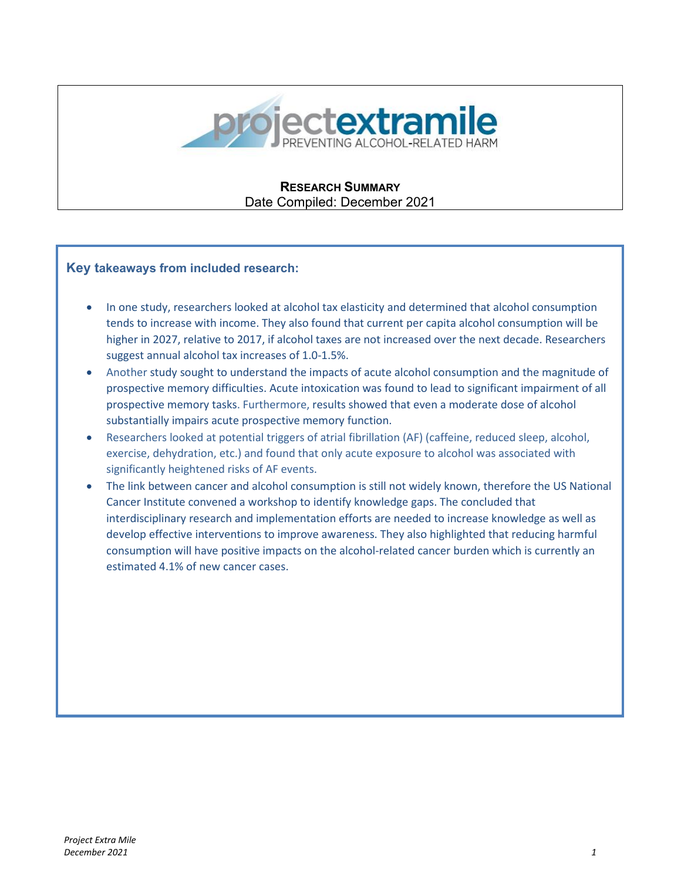projectextramile
PREVENTING ALCOHOL-RELATED HARM

**RESEARCH SUMMARY**
Date Compiled: December 2021

### Key takeaways from included research:

- In one study, researchers looked at alcohol tax elasticity and determined that alcohol consumption tends to increase with income. They also found that current per capita alcohol consumption will be higher in 2027, relative to 2017, if alcohol taxes are not increased over the next decade. Researchers suggest annual alcohol tax increases of 1.0-1.5%.
- Another study sought to understand the impacts of acute alcohol consumption and the magnitude of prospective memory difficulties. Acute intoxication was found to lead to significant impairment of all prospective memory tasks. Furthermore, results showed that even a moderate dose of alcohol substantially impairs acute prospective memory function.
- Researchers looked at potential triggers of atrial fibrillation (AF) (caffeine, reduced sleep, alcohol, exercise, dehydration, etc.) and found that only acute exposure to alcohol was associated with significantly heightened risks of AF events.
- The link between cancer and alcohol consumption is still not widely known, therefore the US National Cancer Institute convened a workshop to identify knowledge gaps. The concluded that interdisciplinary research and implementation efforts are needed to increase knowledge as well as develop effective interventions to improve awareness. They also highlighted that reducing harmful consumption will have positive impacts on the alcohol-related cancer burden which is currently an estimated 4.1% of new cancer cases.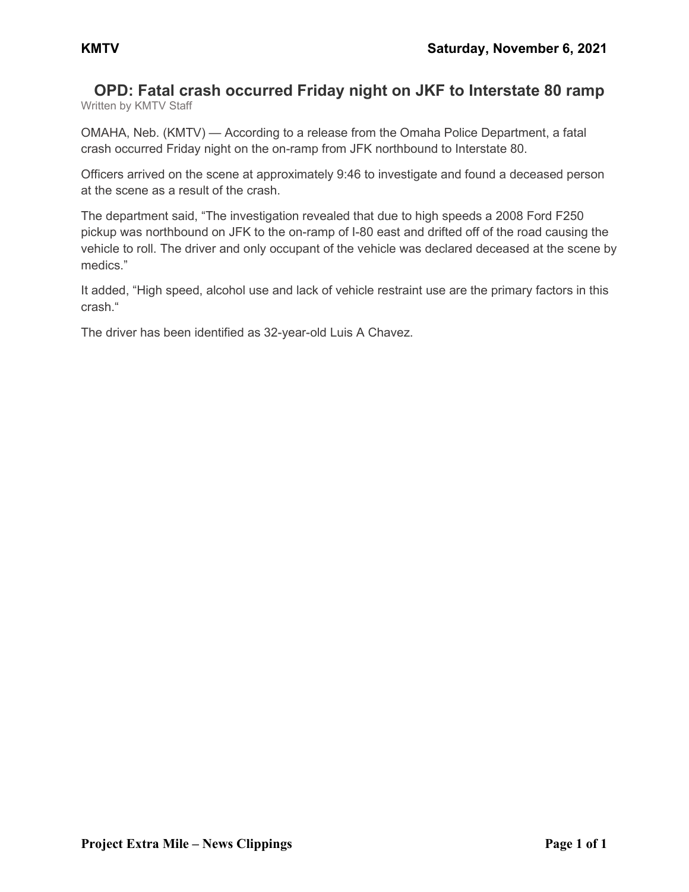KMTV Saturday, November 6, 2021

# OPD: Fatal crash occurred Friday night on JKF to Interstate 80 ramp

Written by KMTV Staff

OMAHA, Neb. (KMTV) — According to a release from the Omaha Police Department, a fatal crash occurred Friday night on the on-ramp from JFK northbound to Interstate 80.

Officers arrived on the scene at approximately 9:46 to investigate and found a deceased person at the scene as a result of the crash.

The department said, "The investigation revealed that due to high speeds a 2008 Ford F250 pickup was northbound on JFK to the on-ramp of I-80 east and drifted off of the road causing the vehicle to roll. The driver and only occupant of the vehicle was declared deceased at the scene by medics."

It added, "High speed, alcohol use and lack of vehicle restraint use are the primary factors in this crash."

The driver has been identified as 32-year-old Luis A Chavez.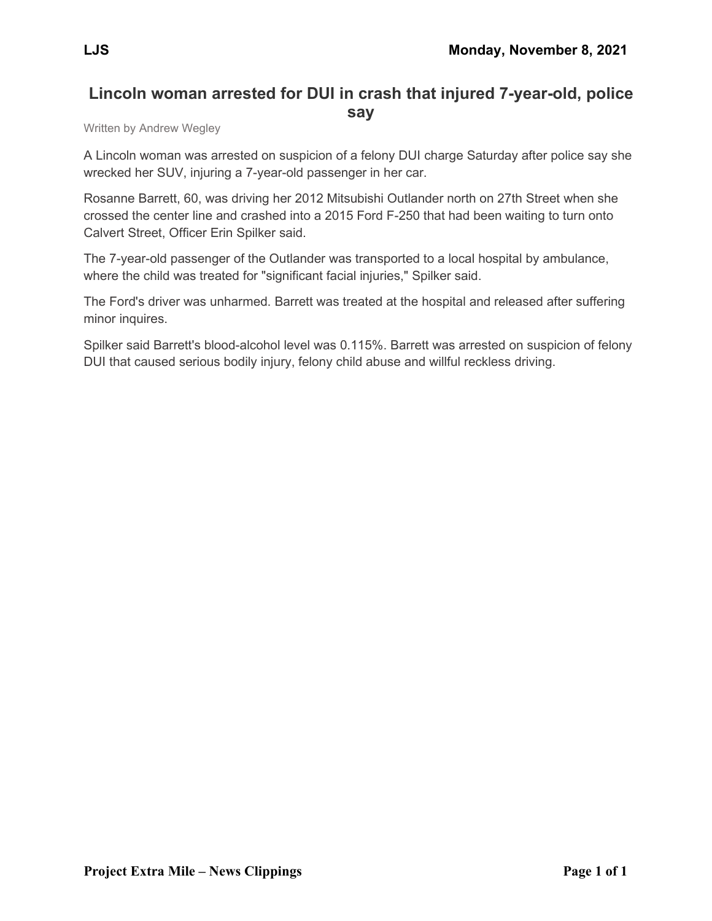# Lincoln woman arrested for DUI in crash that injured 7-year-old, police say

Written by Andrew Wegley

A Lincoln woman was arrested on suspicion of a felony DUI charge Saturday after police say she wrecked her SUV, injuring a 7-year-old passenger in her car.

Rosanne Barrett, 60, was driving her 2012 Mitsubishi Outlander north on 27th Street when she crossed the center line and crashed into a 2015 Ford F-250 that had been waiting to turn onto Calvert Street, Officer Erin Spilker said.

The 7-year-old passenger of the Outlander was transported to a local hospital by ambulance, where the child was treated for "significant facial injuries," Spilker said.

The Ford's driver was unharmed. Barrett was treated at the hospital and released after suffering minor inquires.

Spilker said Barrett's blood-alcohol level was 0.115%. Barrett was arrested on suspicion of felony DUI that caused serious bodily injury, felony child abuse and willful reckless driving.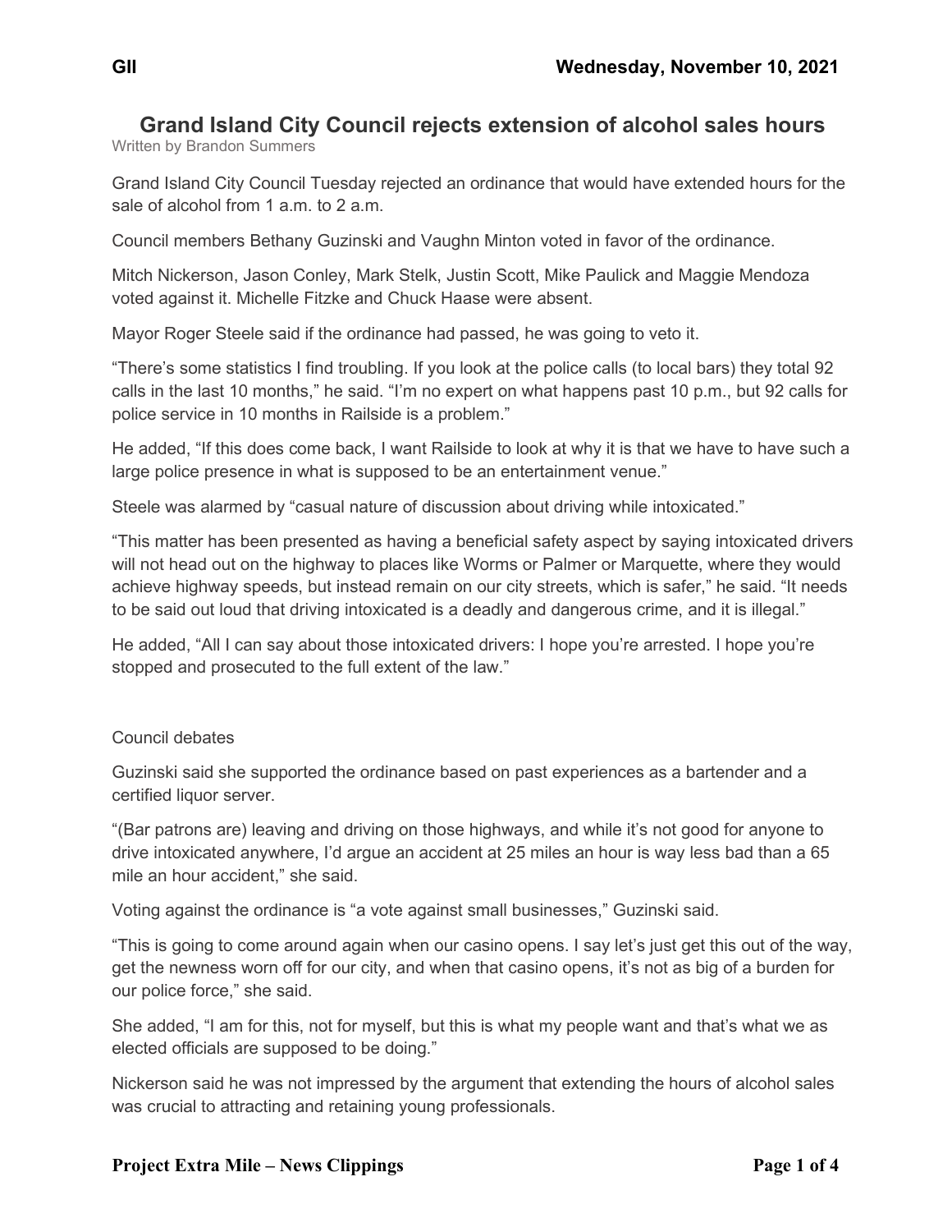# Grand Island City Council rejects extension of alcohol sales hours

Written by Brandon Summers

Grand Island City Council Tuesday rejected an ordinance that would have extended hours for the sale of alcohol from 1 a.m. to 2 a.m.

Council members Bethany Guzinski and Vaughn Minton voted in favor of the ordinance.

Mitch Nickerson, Jason Conley, Mark Stelk, Justin Scott, Mike Paulick and Maggie Mendoza voted against it. Michelle Fitzke and Chuck Haase were absent.

Mayor Roger Steele said if the ordinance had passed, he was going to veto it.

"There's some statistics I find troubling. If you look at the police calls (to local bars) they total 92 calls in the last 10 months," he said. "I'm no expert on what happens past 10 p.m., but 92 calls for police service in 10 months in Railside is a problem."

He added, "If this does come back, I want Railside to look at why it is that we have to have such a large police presence in what is supposed to be an entertainment venue."

Steele was alarmed by "casual nature of discussion about driving while intoxicated."

"This matter has been presented as having a beneficial safety aspect by saying intoxicated drivers will not head out on the highway to places like Worms or Palmer or Marquette, where they would achieve highway speeds, but instead remain on our city streets, which is safer," he said. "It needs to be said out loud that driving intoxicated is a deadly and dangerous crime, and it is illegal."

He added, "All I can say about those intoxicated drivers: I hope you're arrested. I hope you're stopped and prosecuted to the full extent of the law."

## Council debates

Guzinski said she supported the ordinance based on past experiences as a bartender and a certified liquor server.

"(Bar patrons are) leaving and driving on those highways, and while it's not good for anyone to drive intoxicated anywhere, I'd argue an accident at 25 miles an hour is way less bad than a 65 mile an hour accident," she said.

Voting against the ordinance is "a vote against small businesses," Guzinski said.

"This is going to come around again when our casino opens. I say let's just get this out of the way, get the newness worn off for our city, and when that casino opens, it's not as big of a burden for our police force," she said.

She added, "I am for this, not for myself, but this is what my people want and that's what we as elected officials are supposed to be doing."

Nickerson said he was not impressed by the argument that extending the hours of alcohol sales was crucial to attracting and retaining young professionals.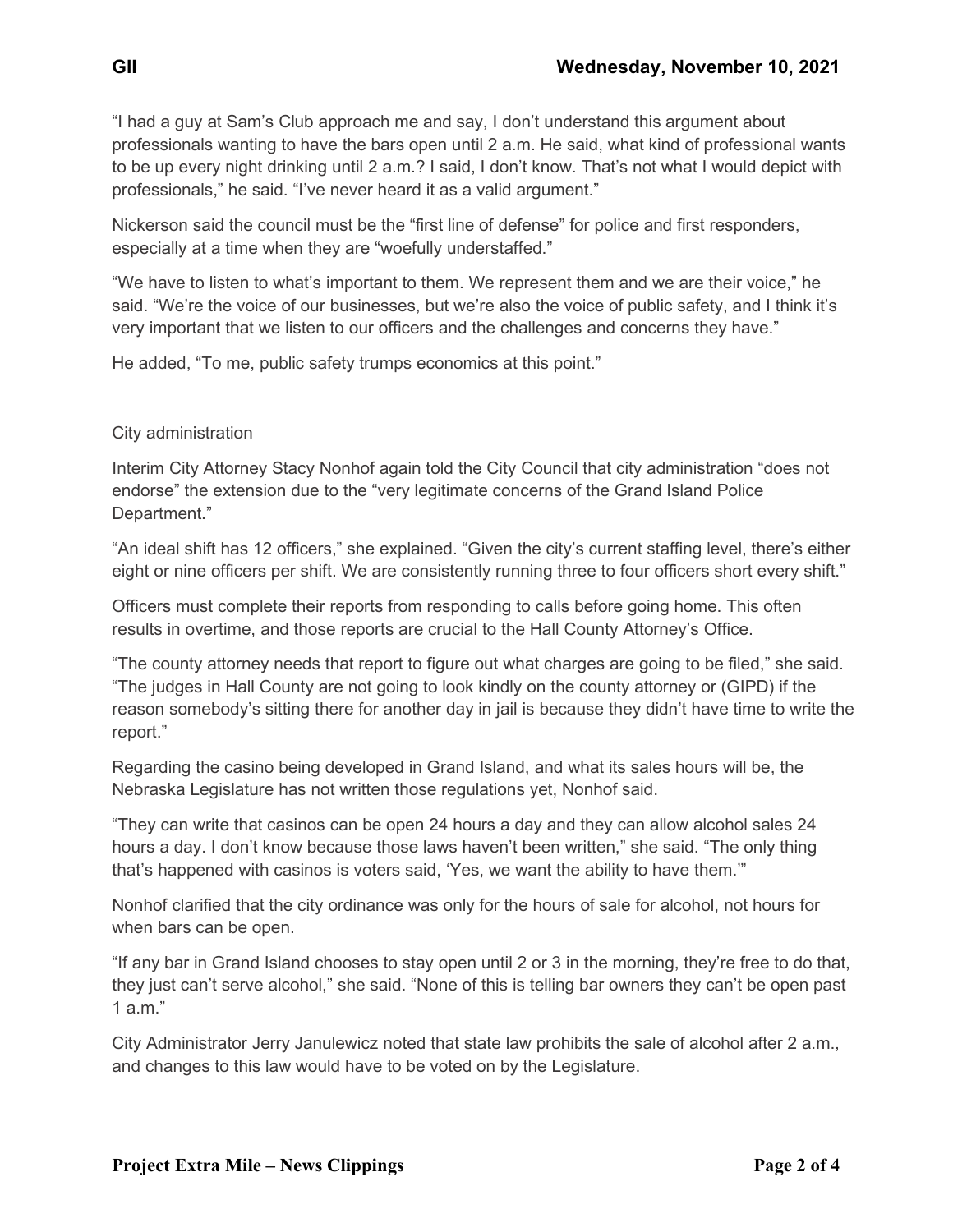"I had a guy at Sam's Club approach me and say, I don't understand this argument about professionals wanting to have the bars open until 2 a.m. He said, what kind of professional wants to be up every night drinking until 2 a.m.? I said, I don't know. That's not what I would depict with professionals," he said. "I've never heard it as a valid argument."

Nickerson said the council must be the "first line of defense" for police and first responders, especially at a time when they are "woefully understaffed."

"We have to listen to what's important to them. We represent them and we are their voice," he said. "We're the voice of our businesses, but we're also the voice of public safety, and I think it's very important that we listen to our officers and the challenges and concerns they have."

He added, "To me, public safety trumps economics at this point."

## City administration

Interim City Attorney Stacy Nonhof again told the City Council that city administration "does not endorse" the extension due to the "very legitimate concerns of the Grand Island Police Department."

"An ideal shift has 12 officers," she explained. "Given the city's current staffing level, there's either eight or nine officers per shift. We are consistently running three to four officers short every shift."

Officers must complete their reports from responding to calls before going home. This often results in overtime, and those reports are crucial to the Hall County Attorney's Office.

"The county attorney needs that report to figure out what charges are going to be filed," she said. "The judges in Hall County are not going to look kindly on the county attorney or (GIPD) if the reason somebody's sitting there for another day in jail is because they didn't have time to write the report."

Regarding the casino being developed in Grand Island, and what its sales hours will be, the Nebraska Legislature has not written those regulations yet, Nonhof said.

"They can write that casinos can be open 24 hours a day and they can allow alcohol sales 24 hours a day. I don't know because those laws haven't been written," she said. "The only thing that's happened with casinos is voters said, 'Yes, we want the ability to have them.'"

Nonhof clarified that the city ordinance was only for the hours of sale for alcohol, not hours for when bars can be open.

"If any bar in Grand Island chooses to stay open until 2 or 3 in the morning, they're free to do that, they just can't serve alcohol," she said. "None of this is telling bar owners they can't be open past 1 a.m."

City Administrator Jerry Janulewicz noted that state law prohibits the sale of alcohol after 2 a.m., and changes to this law would have to be voted on by the Legislature.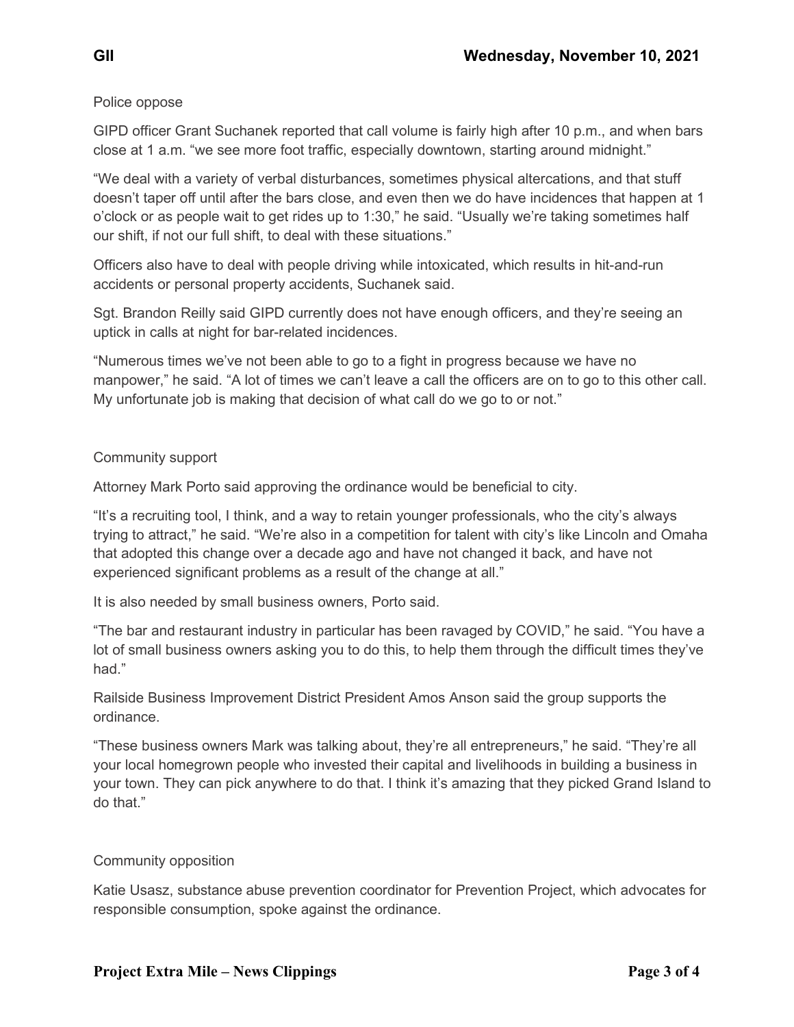Police oppose

GIPD officer Grant Suchanek reported that call volume is fairly high after 10 p.m., and when bars close at 1 a.m. "we see more foot traffic, especially downtown, starting around midnight."

"We deal with a variety of verbal disturbances, sometimes physical altercations, and that stuff doesn't taper off until after the bars close, and even then we do have incidences that happen at 1 o'clock or as people wait to get rides up to 1:30," he said. "Usually we're taking sometimes half our shift, if not our full shift, to deal with these situations."

Officers also have to deal with people driving while intoxicated, which results in hit-and-run accidents or personal property accidents, Suchanek said.

Sgt. Brandon Reilly said GIPD currently does not have enough officers, and they're seeing an uptick in calls at night for bar-related incidences.

"Numerous times we've not been able to go to a fight in progress because we have no manpower," he said. "A lot of times we can't leave a call the officers are on to go to this other call. My unfortunate job is making that decision of what call do we go to or not."

Community support

Attorney Mark Porto said approving the ordinance would be beneficial to city.

"It's a recruiting tool, I think, and a way to retain younger professionals, who the city's always trying to attract," he said. "We're also in a competition for talent with city's like Lincoln and Omaha that adopted this change over a decade ago and have not changed it back, and have not experienced significant problems as a result of the change at all."

It is also needed by small business owners, Porto said.

"The bar and restaurant industry in particular has been ravaged by COVID," he said. "You have a lot of small business owners asking you to do this, to help them through the difficult times they've had."

Railside Business Improvement District President Amos Anson said the group supports the ordinance.

"These business owners Mark was talking about, they're all entrepreneurs," he said. "They're all your local homegrown people who invested their capital and livelihoods in building a business in your town. They can pick anywhere to do that. I think it's amazing that they picked Grand Island to do that."

Community opposition

Katie Usasz, substance abuse prevention coordinator for Prevention Project, which advocates for responsible consumption, spoke against the ordinance.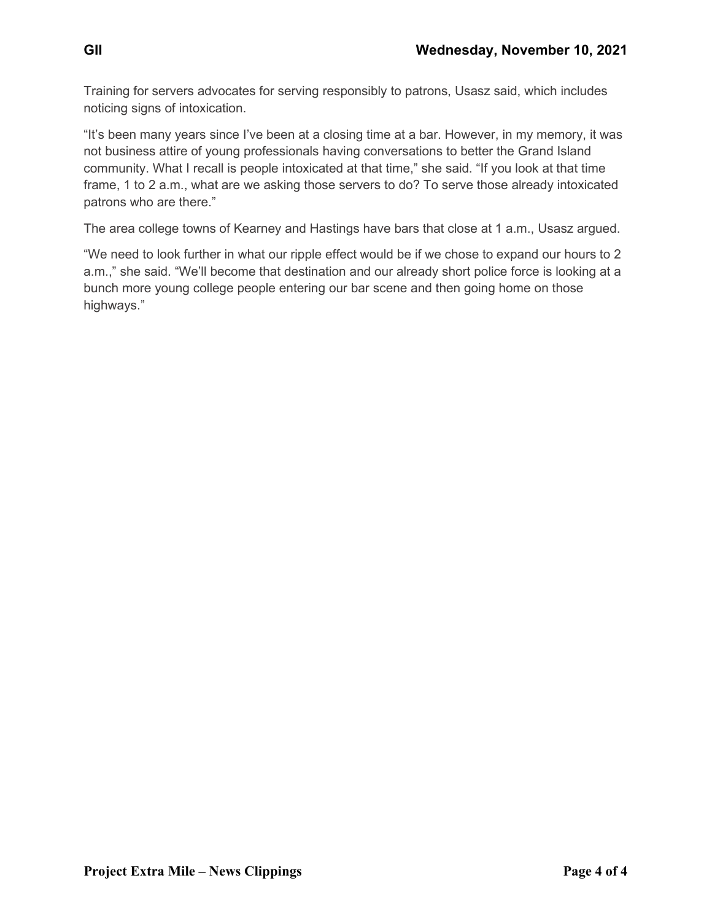Training for servers advocates for serving responsibly to patrons, Usasz said, which includes noticing signs of intoxication.

"It's been many years since I've been at a closing time at a bar. However, in my memory, it was not business attire of young professionals having conversations to better the Grand Island community. What I recall is people intoxicated at that time," she said. "If you look at that time frame, 1 to 2 a.m., what are we asking those servers to do? To serve those already intoxicated patrons who are there."

The area college towns of Kearney and Hastings have bars that close at 1 a.m., Usasz argued.

"We need to look further in what our ripple effect would be if we chose to expand our hours to 2 a.m.," she said. "We'll become that destination and our already short police force is looking at a bunch more young college people entering our bar scene and then going home on those highways."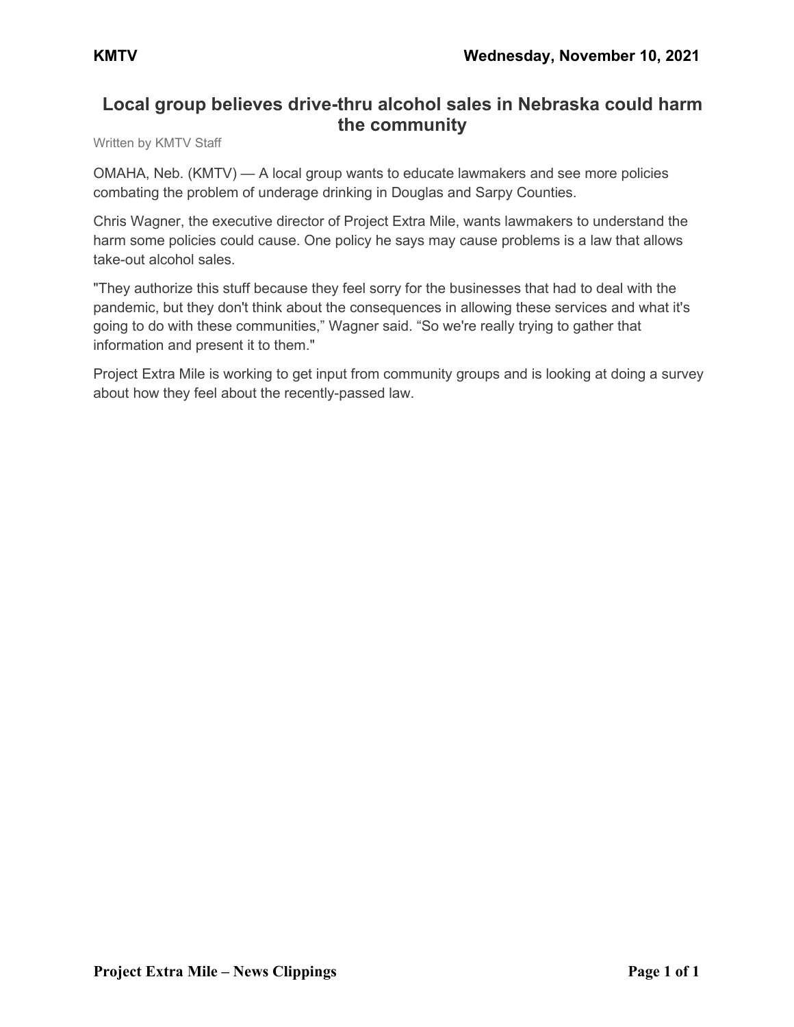**KMTV** **Wednesday, November 10, 2021**

## Local group believes drive-thru alcohol sales in Nebraska could harm the community

Written by KMTV Staff

OMAHA, Neb. (KMTV) — A local group wants to educate lawmakers and see more policies combating the problem of underage drinking in Douglas and Sarpy Counties.

Chris Wagner, the executive director of Project Extra Mile, wants lawmakers to understand the harm some policies could cause. One policy he says may cause problems is a law that allows take-out alcohol sales.

"They authorize this stuff because they feel sorry for the businesses that had to deal with the pandemic, but they don't think about the consequences in allowing these services and what it's going to do with these communities," Wagner said. "So we're really trying to gather that information and present it to them."

Project Extra Mile is working to get input from community groups and is looking at doing a survey about how they feel about the recently-passed law.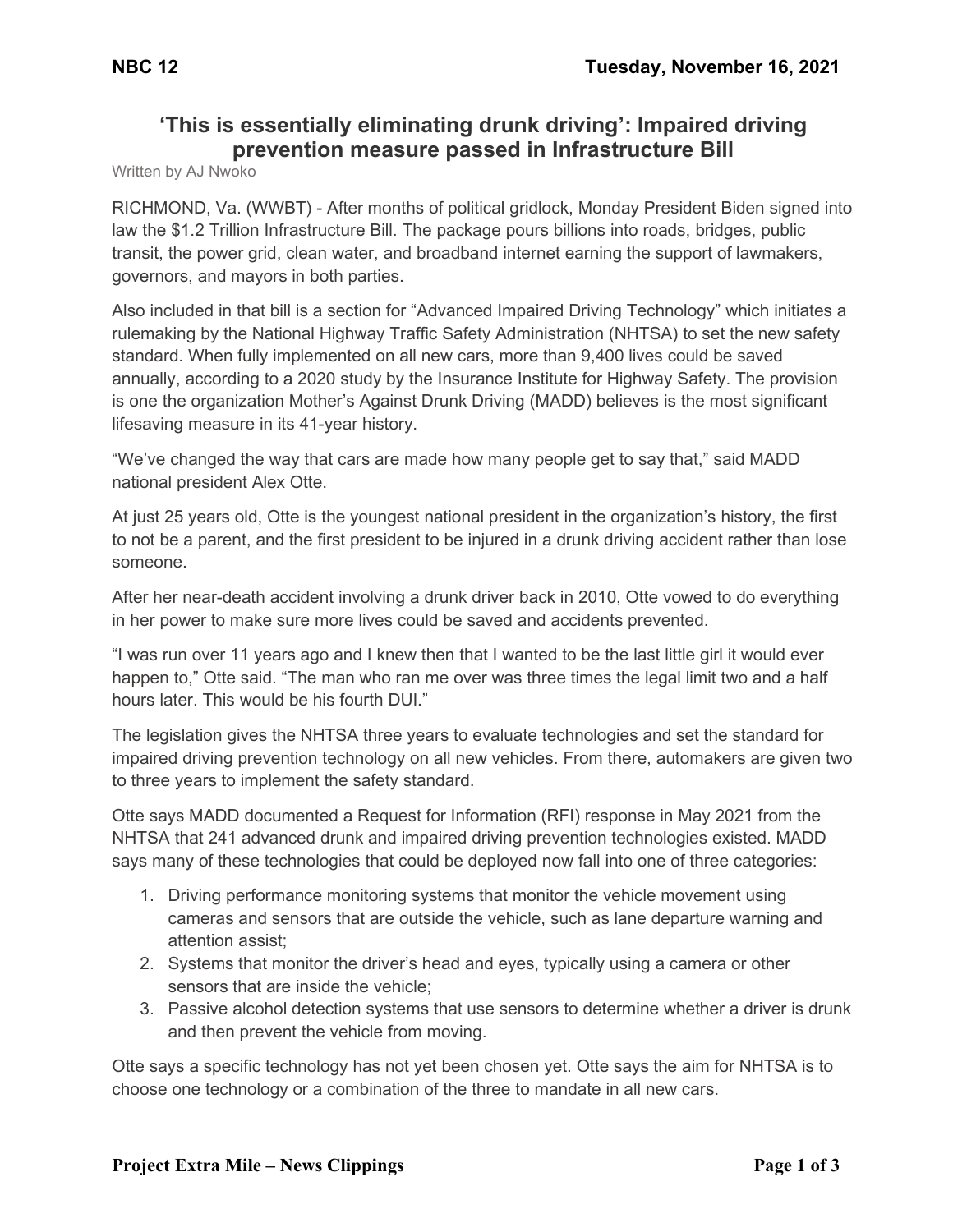NBC 12 — Tuesday, November 16, 2021

# 'This is essentially eliminating drunk driving': Impaired driving prevention measure passed in Infrastructure Bill

Written by AJ Nwoko

RICHMOND, Va. (WWBT) - After months of political gridlock, Monday President Biden signed into law the $1.2 Trillion Infrastructure Bill. The package pours billions into roads, bridges, public transit, the power grid, clean water, and broadband internet earning the support of lawmakers, governors, and mayors in both parties.

Also included in that bill is a section for "Advanced Impaired Driving Technology" which initiates a rulemaking by the National Highway Traffic Safety Administration (NHTSA) to set the new safety standard. When fully implemented on all new cars, more than 9,400 lives could be saved annually, according to a 2020 study by the Insurance Institute for Highway Safety. The provision is one the organization Mother's Against Drunk Driving (MADD) believes is the most significant lifesaving measure in its 41-year history.

"We've changed the way that cars are made how many people get to say that," said MADD national president Alex Otte.

At just 25 years old, Otte is the youngest national president in the organization's history, the first to not be a parent, and the first president to be injured in a drunk driving accident rather than lose someone.

After her near-death accident involving a drunk driver back in 2010, Otte vowed to do everything in her power to make sure more lives could be saved and accidents prevented.

"I was run over 11 years ago and I knew then that I wanted to be the last little girl it would ever happen to," Otte said. "The man who ran me over was three times the legal limit two and a half hours later. This would be his fourth DUI."

The legislation gives the NHTSA three years to evaluate technologies and set the standard for impaired driving prevention technology on all new vehicles. From there, automakers are given two to three years to implement the safety standard.

Otte says MADD documented a Request for Information (RFI) response in May 2021 from the NHTSA that 241 advanced drunk and impaired driving prevention technologies existed. MADD says many of these technologies that could be deployed now fall into one of three categories:

1. Driving performance monitoring systems that monitor the vehicle movement using cameras and sensors that are outside the vehicle, such as lane departure warning and attention assist;
2. Systems that monitor the driver's head and eyes, typically using a camera or other sensors that are inside the vehicle;
3. Passive alcohol detection systems that use sensors to determine whether a driver is drunk and then prevent the vehicle from moving.

Otte says a specific technology has not yet been chosen yet. Otte says the aim for NHTSA is to choose one technology or a combination of the three to mandate in all new cars.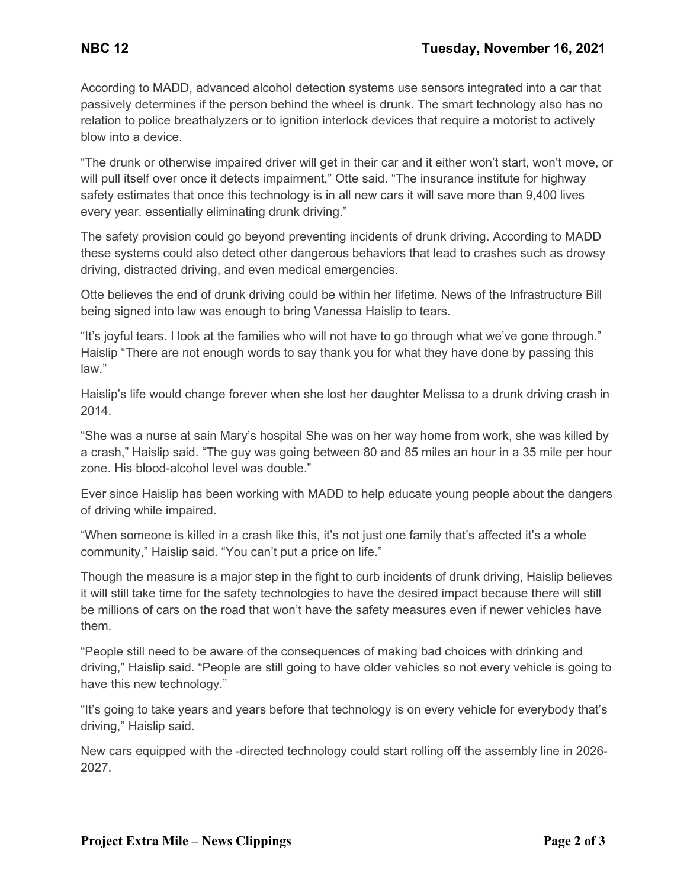According to MADD, advanced alcohol detection systems use sensors integrated into a car that passively determines if the person behind the wheel is drunk. The smart technology also has no relation to police breathalyzers or to ignition interlock devices that require a motorist to actively blow into a device.

“The drunk or otherwise impaired driver will get in their car and it either won’t start, won’t move, or will pull itself over once it detects impairment,” Otte said. “The insurance institute for highway safety estimates that once this technology is in all new cars it will save more than 9,400 lives every year. essentially eliminating drunk driving.”

The safety provision could go beyond preventing incidents of drunk driving. According to MADD these systems could also detect other dangerous behaviors that lead to crashes such as drowsy driving, distracted driving, and even medical emergencies.

Otte believes the end of drunk driving could be within her lifetime. News of the Infrastructure Bill being signed into law was enough to bring Vanessa Haislip to tears.

“It’s joyful tears. I look at the families who will not have to go through what we’ve gone through.” Haislip “There are not enough words to say thank you for what they have done by passing this law.”

Haislip’s life would change forever when she lost her daughter Melissa to a drunk driving crash in 2014.

“She was a nurse at sain Mary’s hospital She was on her way home from work, she was killed by a crash,” Haislip said. “The guy was going between 80 and 85 miles an hour in a 35 mile per hour zone. His blood-alcohol level was double.”

Ever since Haislip has been working with MADD to help educate young people about the dangers of driving while impaired.

“When someone is killed in a crash like this, it’s not just one family that’s affected it’s a whole community,” Haislip said. “You can’t put a price on life.”

Though the measure is a major step in the fight to curb incidents of drunk driving, Haislip believes it will still take time for the safety technologies to have the desired impact because there will still be millions of cars on the road that won’t have the safety measures even if newer vehicles have them.

“People still need to be aware of the consequences of making bad choices with drinking and driving,” Haislip said. “People are still going to have older vehicles so not every vehicle is going to have this new technology.”

“It’s going to take years and years before that technology is on every vehicle for everybody that’s driving,” Haislip said.

New cars equipped with the -directed technology could start rolling off the assembly line in 2026-2027.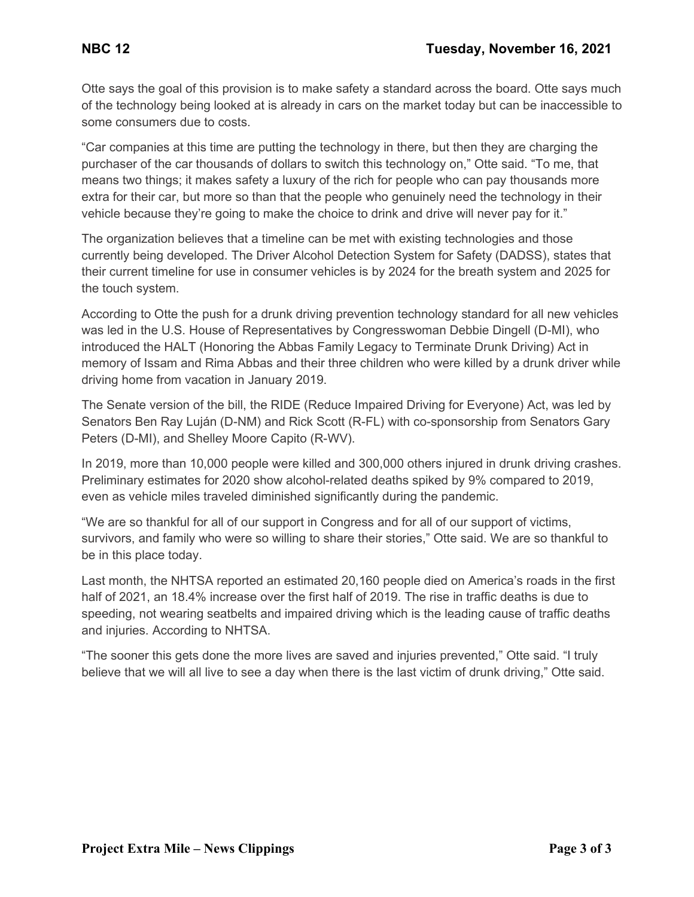Otte says the goal of this provision is to make safety a standard across the board. Otte says much of the technology being looked at is already in cars on the market today but can be inaccessible to some consumers due to costs.

“Car companies at this time are putting the technology in there, but then they are charging the purchaser of the car thousands of dollars to switch this technology on,” Otte said. “To me, that means two things; it makes safety a luxury of the rich for people who can pay thousands more extra for their car, but more so than that the people who genuinely need the technology in their vehicle because they’re going to make the choice to drink and drive will never pay for it.”

The organization believes that a timeline can be met with existing technologies and those currently being developed. The Driver Alcohol Detection System for Safety (DADSS), states that their current timeline for use in consumer vehicles is by 2024 for the breath system and 2025 for the touch system.

According to Otte the push for a drunk driving prevention technology standard for all new vehicles was led in the U.S. House of Representatives by Congresswoman Debbie Dingell (D-MI), who introduced the HALT (Honoring the Abbas Family Legacy to Terminate Drunk Driving) Act in memory of Issam and Rima Abbas and their three children who were killed by a drunk driver while driving home from vacation in January 2019.

The Senate version of the bill, the RIDE (Reduce Impaired Driving for Everyone) Act, was led by Senators Ben Ray Luján (D-NM) and Rick Scott (R-FL) with co-sponsorship from Senators Gary Peters (D-MI), and Shelley Moore Capito (R-WV).

In 2019, more than 10,000 people were killed and 300,000 others injured in drunk driving crashes. Preliminary estimates for 2020 show alcohol-related deaths spiked by 9% compared to 2019, even as vehicle miles traveled diminished significantly during the pandemic.

“We are so thankful for all of our support in Congress and for all of our support of victims, survivors, and family who were so willing to share their stories,” Otte said. We are so thankful to be in this place today.

Last month, the NHTSA reported an estimated 20,160 people died on America’s roads in the first half of 2021, an 18.4% increase over the first half of 2019. The rise in traffic deaths is due to speeding, not wearing seatbelts and impaired driving which is the leading cause of traffic deaths and injuries. According to NHTSA.

“The sooner this gets done the more lives are saved and injuries prevented,” Otte said. “I truly believe that we will all live to see a day when there is the last victim of drunk driving,” Otte said.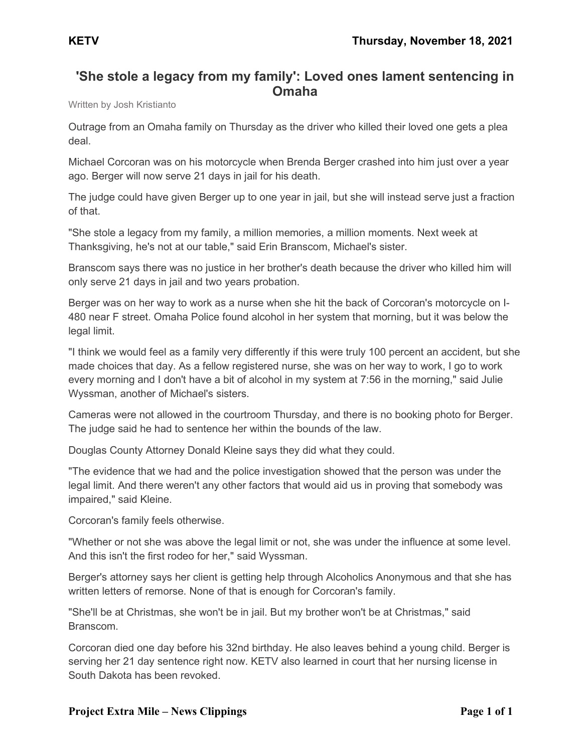**KETV** **Thursday, November 18, 2021**

# 'She stole a legacy from my family': Loved ones lament sentencing in Omaha

Written by Josh Kristianto

Outrage from an Omaha family on Thursday as the driver who killed their loved one gets a plea deal.

Michael Corcoran was on his motorcycle when Brenda Berger crashed into him just over a year ago. Berger will now serve 21 days in jail for his death.

The judge could have given Berger up to one year in jail, but she will instead serve just a fraction of that.

"She stole a legacy from my family, a million memories, a million moments. Next week at Thanksgiving, he's not at our table," said Erin Branscom, Michael's sister.

Branscom says there was no justice in her brother's death because the driver who killed him will only serve 21 days in jail and two years probation.

Berger was on her way to work as a nurse when she hit the back of Corcoran's motorcycle on I-480 near F street. Omaha Police found alcohol in her system that morning, but it was below the legal limit.

"I think we would feel as a family very differently if this were truly 100 percent an accident, but she made choices that day. As a fellow registered nurse, she was on her way to work, I go to work every morning and I don't have a bit of alcohol in my system at 7:56 in the morning," said Julie Wyssman, another of Michael's sisters.

Cameras were not allowed in the courtroom Thursday, and there is no booking photo for Berger. The judge said he had to sentence her within the bounds of the law.

Douglas County Attorney Donald Kleine says they did what they could.

"The evidence that we had and the police investigation showed that the person was under the legal limit. And there weren't any other factors that would aid us in proving that somebody was impaired," said Kleine.

Corcoran's family feels otherwise.

"Whether or not she was above the legal limit or not, she was under the influence at some level. And this isn't the first rodeo for her," said Wyssman.

Berger's attorney says her client is getting help through Alcoholics Anonymous and that she has written letters of remorse. None of that is enough for Corcoran's family.

"She'll be at Christmas, she won't be in jail. But my brother won't be at Christmas," said Branscom.

Corcoran died one day before his 32nd birthday. He also leaves behind a young child. Berger is serving her 21 day sentence right now. KETV also learned in court that her nursing license in South Dakota has been revoked.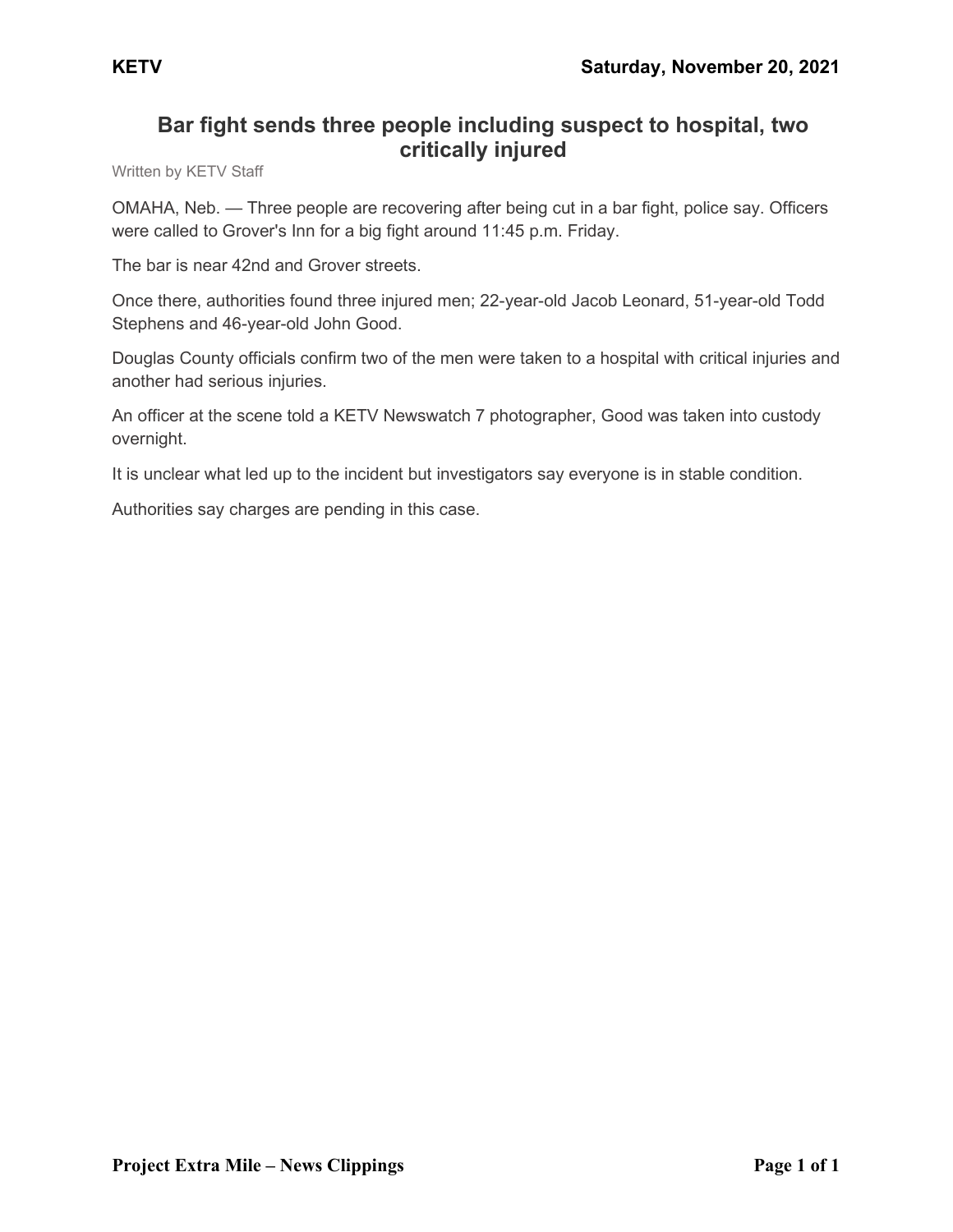KETV

Saturday, November 20, 2021

# Bar fight sends three people including suspect to hospital, two critically injured

Written by KETV Staff

OMAHA, Neb. — Three people are recovering after being cut in a bar fight, police say. Officers were called to Grover's Inn for a big fight around 11:45 p.m. Friday.

The bar is near 42nd and Grover streets.

Once there, authorities found three injured men; 22-year-old Jacob Leonard, 51-year-old Todd Stephens and 46-year-old John Good.

Douglas County officials confirm two of the men were taken to a hospital with critical injuries and another had serious injuries.

An officer at the scene told a KETV Newswatch 7 photographer, Good was taken into custody overnight.

It is unclear what led up to the incident but investigators say everyone is in stable condition.

Authorities say charges are pending in this case.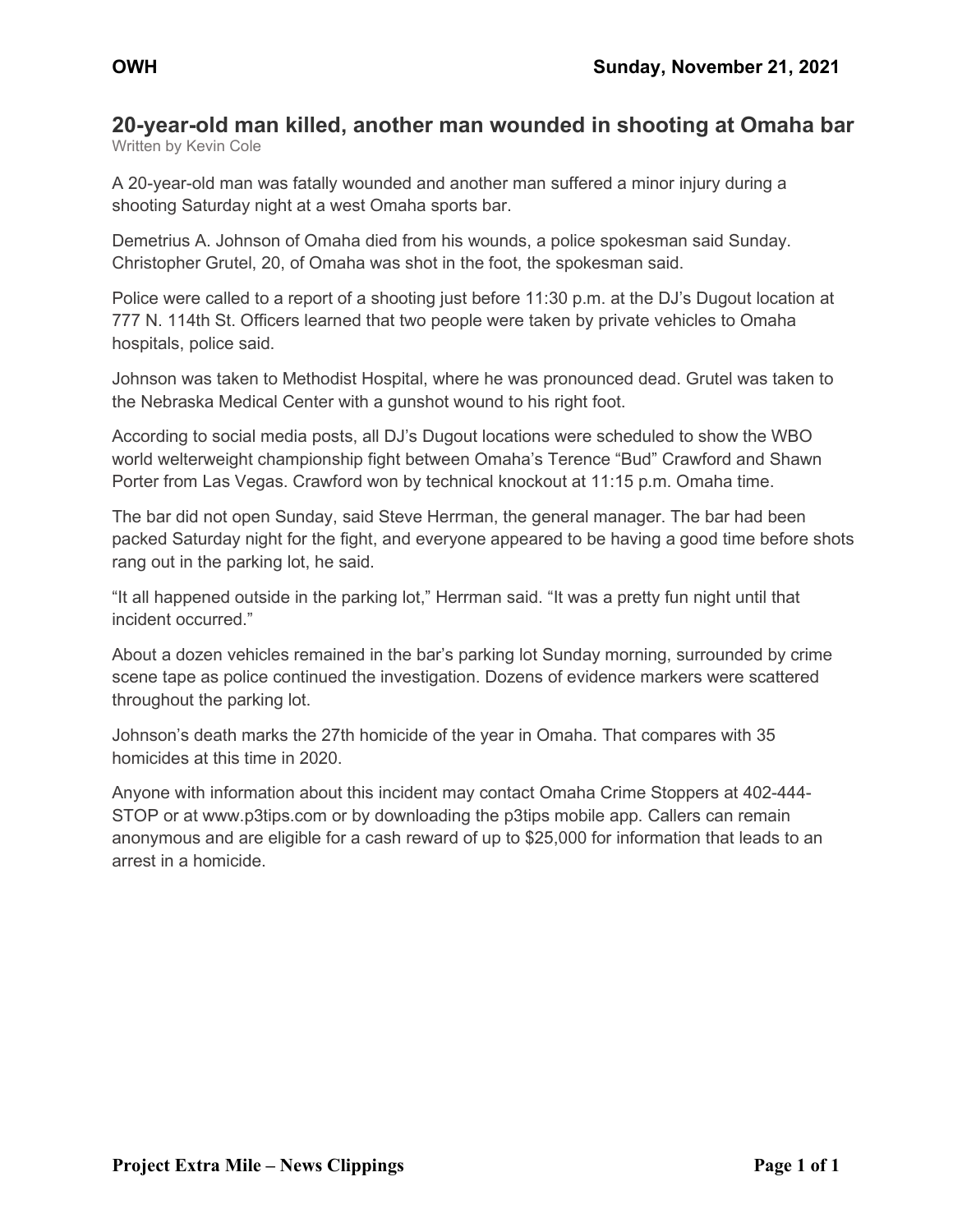# 20-year-old man killed, another man wounded in shooting at Omaha bar

Written by Kevin Cole

A 20-year-old man was fatally wounded and another man suffered a minor injury during a shooting Saturday night at a west Omaha sports bar.

Demetrius A. Johnson of Omaha died from his wounds, a police spokesman said Sunday. Christopher Grutel, 20, of Omaha was shot in the foot, the spokesman said.

Police were called to a report of a shooting just before 11:30 p.m. at the DJ's Dugout location at 777 N. 114th St. Officers learned that two people were taken by private vehicles to Omaha hospitals, police said.

Johnson was taken to Methodist Hospital, where he was pronounced dead. Grutel was taken to the Nebraska Medical Center with a gunshot wound to his right foot.

According to social media posts, all DJ's Dugout locations were scheduled to show the WBO world welterweight championship fight between Omaha's Terence "Bud" Crawford and Shawn Porter from Las Vegas. Crawford won by technical knockout at 11:15 p.m. Omaha time.

The bar did not open Sunday, said Steve Herrman, the general manager. The bar had been packed Saturday night for the fight, and everyone appeared to be having a good time before shots rang out in the parking lot, he said.

"It all happened outside in the parking lot," Herrman said. "It was a pretty fun night until that incident occurred."

About a dozen vehicles remained in the bar's parking lot Sunday morning, surrounded by crime scene tape as police continued the investigation. Dozens of evidence markers were scattered throughout the parking lot.

Johnson's death marks the 27th homicide of the year in Omaha. That compares with 35 homicides at this time in 2020.

Anyone with information about this incident may contact Omaha Crime Stoppers at 402-444-STOP or at www.p3tips.com or by downloading the p3tips mobile app. Callers can remain anonymous and are eligible for a cash reward of up to $25,000 for information that leads to an arrest in a homicide.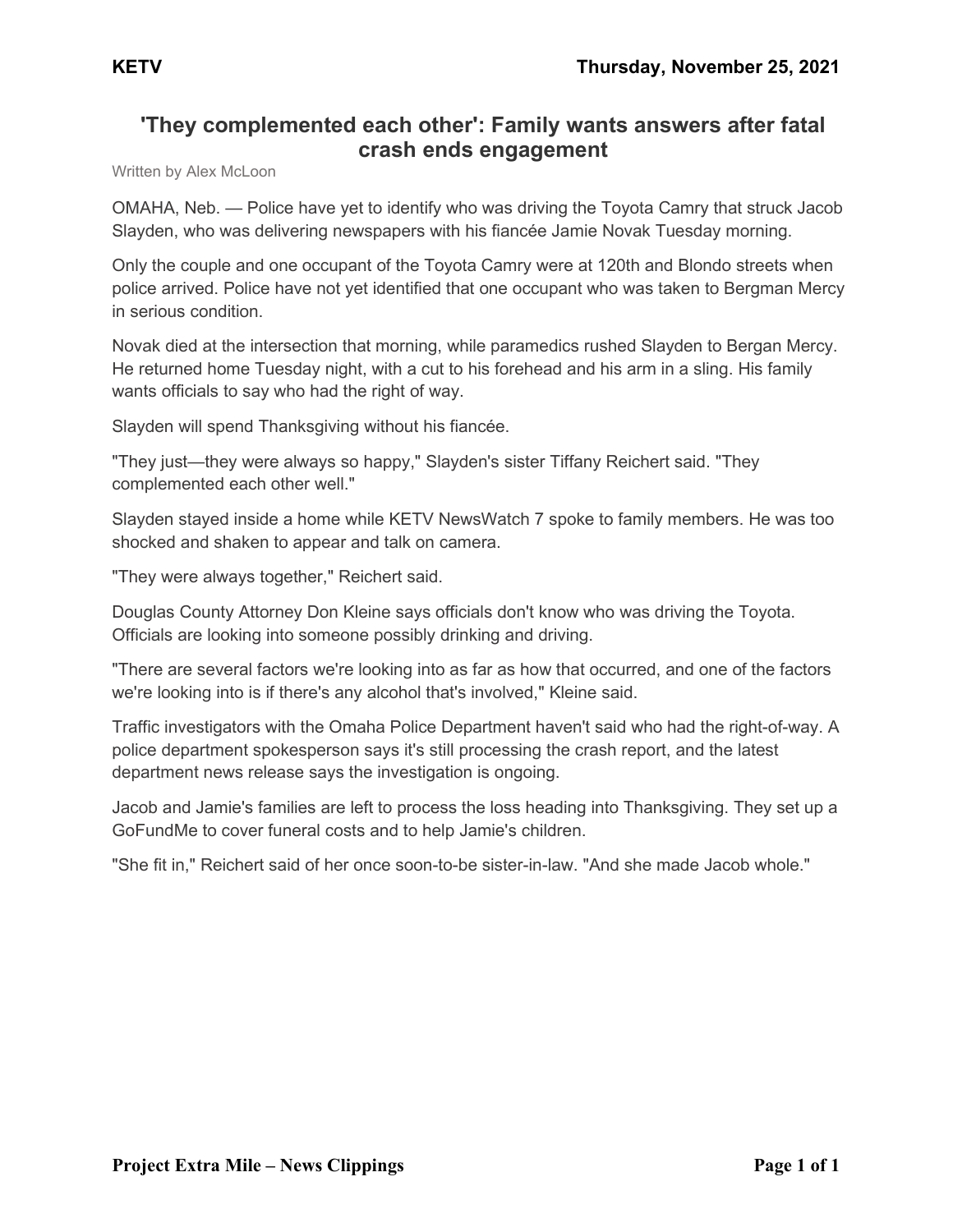KETV

Thursday, November 25, 2021

# 'They complemented each other': Family wants answers after fatal crash ends engagement

Written by Alex McLoon

OMAHA, Neb. — Police have yet to identify who was driving the Toyota Camry that struck Jacob Slayden, who was delivering newspapers with his fiancée Jamie Novak Tuesday morning.

Only the couple and one occupant of the Toyota Camry were at 120th and Blondo streets when police arrived. Police have not yet identified that one occupant who was taken to Bergman Mercy in serious condition.

Novak died at the intersection that morning, while paramedics rushed Slayden to Bergan Mercy. He returned home Tuesday night, with a cut to his forehead and his arm in a sling. His family wants officials to say who had the right of way.

Slayden will spend Thanksgiving without his fiancée.

"They just—they were always so happy," Slayden's sister Tiffany Reichert said. "They complemented each other well."

Slayden stayed inside a home while KETV NewsWatch 7 spoke to family members. He was too shocked and shaken to appear and talk on camera.

"They were always together," Reichert said.

Douglas County Attorney Don Kleine says officials don't know who was driving the Toyota. Officials are looking into someone possibly drinking and driving.

"There are several factors we're looking into as far as how that occurred, and one of the factors we're looking into is if there's any alcohol that's involved," Kleine said.

Traffic investigators with the Omaha Police Department haven't said who had the right-of-way. A police department spokesperson says it's still processing the crash report, and the latest department news release says the investigation is ongoing.

Jacob and Jamie's families are left to process the loss heading into Thanksgiving. They set up a GoFundMe to cover funeral costs and to help Jamie's children.

"She fit in," Reichert said of her once soon-to-be sister-in-law. "And she made Jacob whole."